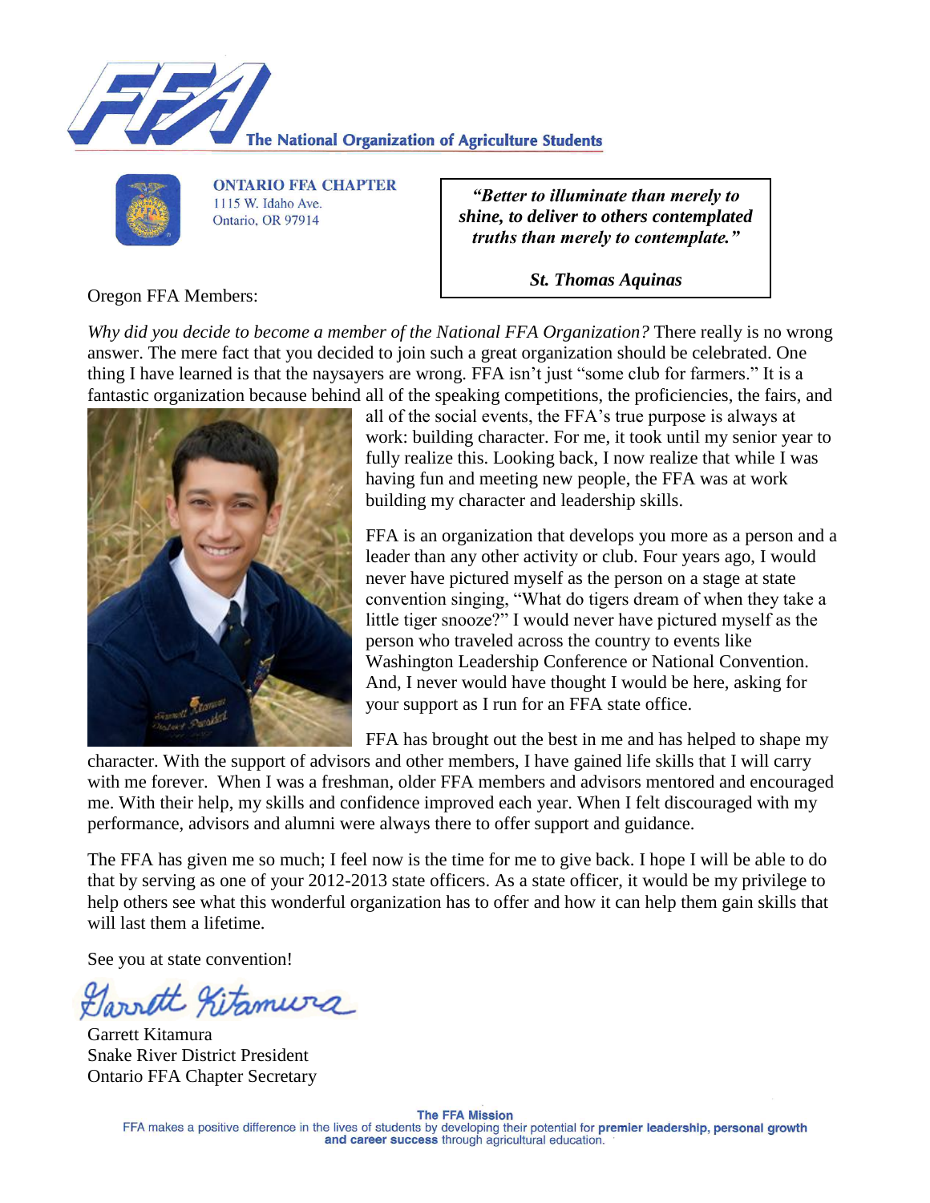The National Organization of Agriculture Students

**ONTARIO FFA CHAPTER**
1115 W. Idaho Ave.
Ontario, OR 97914

> ***"Better to illuminate than merely to shine, to deliver to others contemplated truths than merely to contemplate."***
>
> ***St. Thomas Aquinas***

Oregon FFA Members:

*Why did you decide to become a member of the National FFA Organization?* There really is no wrong answer. The mere fact that you decided to join such a great organization should be celebrated. One thing I have learned is that the naysayers are wrong. FFA isn't just "some club for farmers." It is a fantastic organization because behind all of the speaking competitions, the proficiencies, the fairs, and all of the social events, the FFA's true purpose is always at work: building character. For me, it took until my senior year to fully realize this. Looking back, I now realize that while I was having fun and meeting new people, the FFA was at work building my character and leadership skills.

FFA is an organization that develops you more as a person and a leader than any other activity or club. Four years ago, I would never have pictured myself as the person on a stage at state convention singing, "What do tigers dream of when they take a little tiger snooze?" I would never have pictured myself as the person who traveled across the country to events like Washington Leadership Conference or National Convention. And, I never would have thought I would be here, asking for your support as I run for an FFA state office.

FFA has brought out the best in me and has helped to shape my character. With the support of advisors and other members, I have gained life skills that I will carry with me forever. When I was a freshman, older FFA members and advisors mentored and encouraged me. With their help, my skills and confidence improved each year. When I felt discouraged with my performance, advisors and alumni were always there to offer support and guidance.

The FFA has given me so much; I feel now is the time for me to give back. I hope I will be able to do that by serving as one of your 2012-2013 state officers. As a state officer, it would be my privilege to help others see what this wonderful organization has to offer and how it can help them gain skills that will last them a lifetime.

See you at state convention!

Garrett Kitamura

Garrett Kitamura
Snake River District President
Ontario FFA Chapter Secretary

**The FFA Mission**
FFA makes a positive difference in the lives of students by developing their potential for **premier leadership, personal growth and career success** through agricultural education.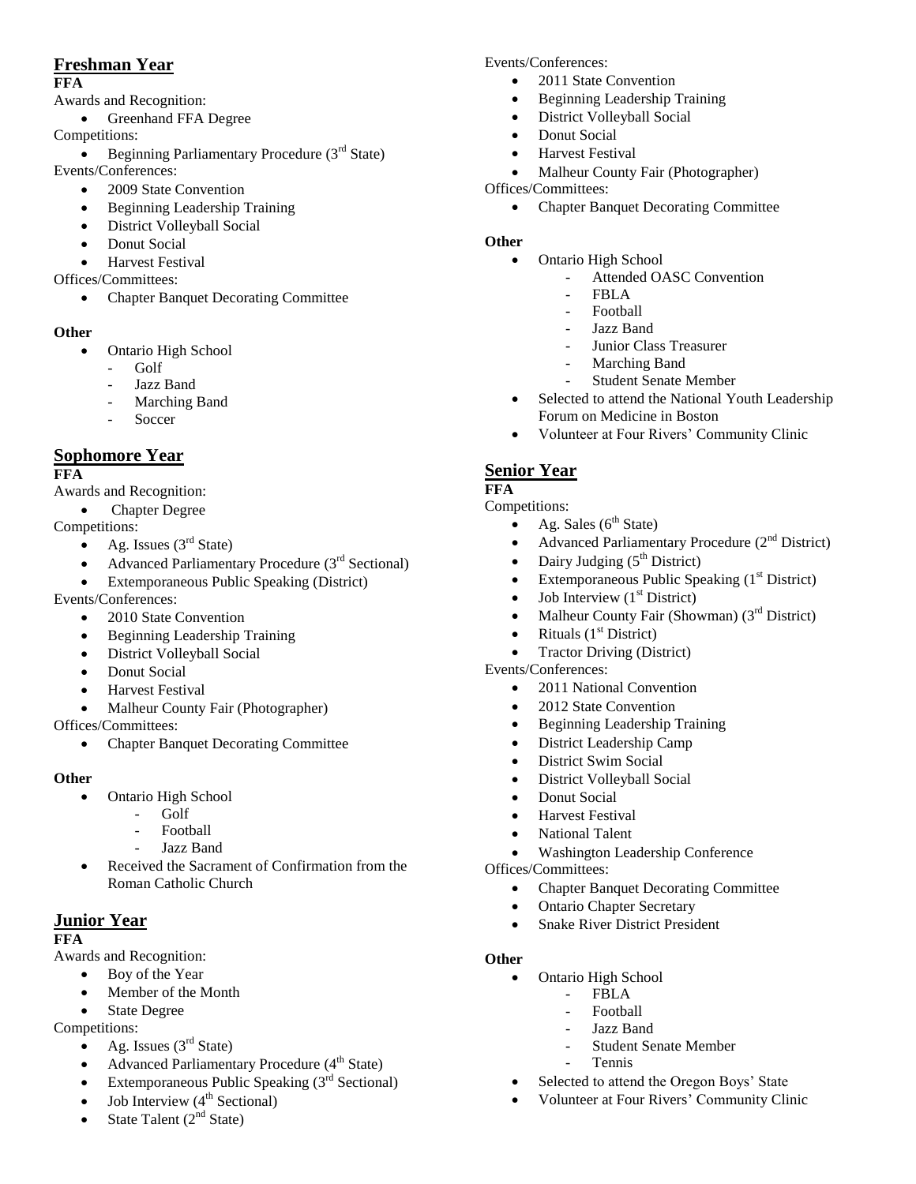## Freshman Year

**FFA**

Awards and Recognition:

- Greenhand FFA Degree

Competitions:

- Beginning Parliamentary Procedure (3rd State)

Events/Conferences:

- 2009 State Convention
- Beginning Leadership Training
- District Volleyball Social
- Donut Social
- Harvest Festival

Offices/Committees:

- Chapter Banquet Decorating Committee

**Other**

- Ontario High School
  - Golf
  - Jazz Band
  - Marching Band
  - Soccer

## Sophomore Year

**FFA**

Awards and Recognition:

- Chapter Degree

Competitions:

- Ag. Issues (3rd State)
- Advanced Parliamentary Procedure (3rd Sectional)
- Extemporaneous Public Speaking (District)

Events/Conferences:

- 2010 State Convention
- Beginning Leadership Training
- District Volleyball Social
- Donut Social
- Harvest Festival
- Malheur County Fair (Photographer)

Offices/Committees:

- Chapter Banquet Decorating Committee

**Other**

- Ontario High School
  - Golf
  - Football
  - Jazz Band
- Received the Sacrament of Confirmation from the Roman Catholic Church

## Junior Year

**FFA**

Awards and Recognition:

- Boy of the Year
- Member of the Month
- State Degree

Competitions:

- Ag. Issues (3rd State)
- Advanced Parliamentary Procedure (4th State)
- Extemporaneous Public Speaking (3rd Sectional)
- Job Interview (4th Sectional)
- State Talent (2nd State)

Events/Conferences:

- 2011 State Convention
- Beginning Leadership Training
- District Volleyball Social
- Donut Social
- Harvest Festival
- Malheur County Fair (Photographer)

Offices/Committees:

- Chapter Banquet Decorating Committee

**Other**

- Ontario High School
  - Attended OASC Convention
  - FBLA
  - Football
  - Jazz Band
  - Junior Class Treasurer
  - Marching Band
  - Student Senate Member
- Selected to attend the National Youth Leadership Forum on Medicine in Boston
- Volunteer at Four Rivers' Community Clinic

## Senior Year

**FFA**

Competitions:

- Ag. Sales (6th State)
- Advanced Parliamentary Procedure (2nd District)
- Dairy Judging (5th District)
- Extemporaneous Public Speaking (1st District)
- Job Interview (1st District)
- Malheur County Fair (Showman) (3rd District)
- Rituals (1st District)
- Tractor Driving (District)

Events/Conferences:

- 2011 National Convention
- 2012 State Convention
- Beginning Leadership Training
- District Leadership Camp
- District Swim Social
- District Volleyball Social
- Donut Social
- Harvest Festival
- National Talent
- Washington Leadership Conference

Offices/Committees:

- Chapter Banquet Decorating Committee
- Ontario Chapter Secretary
- Snake River District President

**Other**

- Ontario High School
  - FBLA
  - Football
  - Jazz Band
  - Student Senate Member
  - Tennis
- Selected to attend the Oregon Boys' State
- Volunteer at Four Rivers' Community Clinic